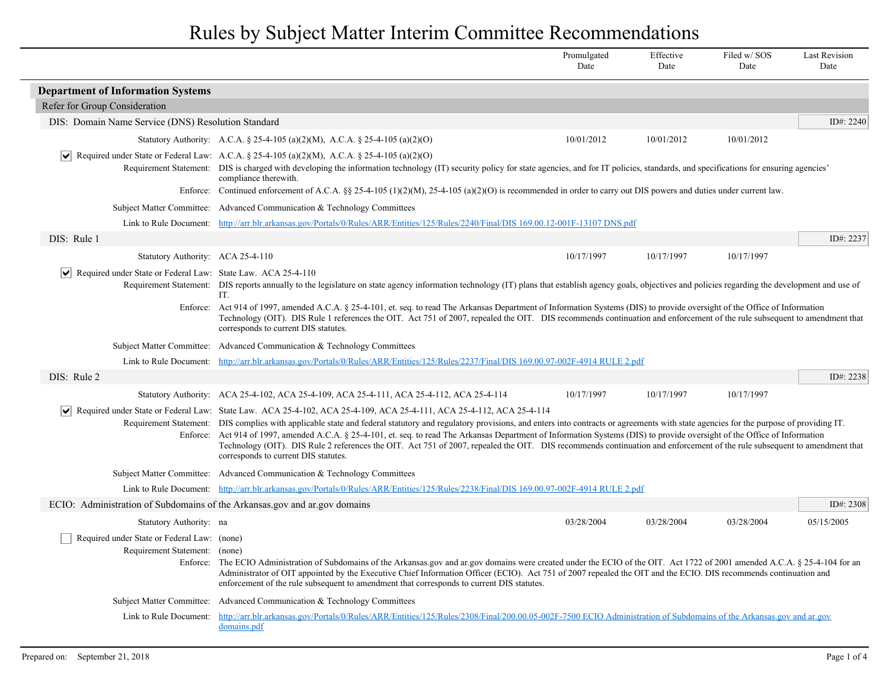# Rules by Subject Matter Interim Committee Recommendations

| | Promulgated Date | Effective Date | Filed w/ SOS Date | Last Revision Date |
|---|---|---|---|---|

## Department of Information Systems

### Refer for Group Consideration

#### DIS: Domain Name Service (DNS) Resolution Standard

ID#: 2240

| | | Promulgated Date | Effective Date | Filed w/ SOS Date | Last Revision Date |
|---|---|---|---|---|---|
| Statutory Authority: | A.C.A. § 25-4-105 (a)(2)(M), A.C.A. § 25-4-105 (a)(2)(O) | 10/01/2012 | 10/01/2012 | 10/01/2012 | |

☑ Required under State or Federal Law: A.C.A. § 25-4-105 (a)(2)(M), A.C.A. § 25-4-105 (a)(2)(O)

Requirement Statement: DIS is charged with developing the information technology (IT) security policy for state agencies, and for IT policies, standards, and specifications for ensuring agencies' compliance therewith.

Enforce: Continued enforcement of A.C.A. §§ 25-4-105 (1)(2)(M), 25-4-105 (a)(2)(O) is recommended in order to carry out DIS powers and duties under current law.

Subject Matter Committee: Advanced Communication & Technology Committees

Link to Rule Document: http://arr.blr.arkansas.gov/Portals/0/Rules/ARR/Entities/125/Rules/2240/Final/DIS 169.00.12-001F-13107 DNS.pdf

#### DIS: Rule 1

ID#: 2237

| | | Promulgated Date | Effective Date | Filed w/ SOS Date | Last Revision Date |
|---|---|---|---|---|---|
| Statutory Authority: | ACA 25-4-110 | 10/17/1997 | 10/17/1997 | 10/17/1997 | |

☑ Required under State or Federal Law: State Law. ACA 25-4-110

Requirement Statement: DIS reports annually to the legislature on state agency information technology (IT) plans that establish agency goals, objectives and policies regarding the development and use of IT.

Enforce: Act 914 of 1997, amended A.C.A. § 25-4-101, et. seq. to read The Arkansas Department of Information Systems (DIS) to provide oversight of the Office of Information Technology (OIT). DIS Rule 1 references the OIT. Act 751 of 2007, repealed the OIT. DIS recommends continuation and enforcement of the rule subsequent to amendment that corresponds to current DIS statutes.

Subject Matter Committee: Advanced Communication & Technology Committees

Link to Rule Document: http://arr.blr.arkansas.gov/Portals/0/Rules/ARR/Entities/125/Rules/2237/Final/DIS 169.00.97-002F-4914 RULE 2.pdf

#### DIS: Rule 2

ID#: 2238

| | | Promulgated Date | Effective Date | Filed w/ SOS Date | Last Revision Date |
|---|---|---|---|---|---|
| Statutory Authority: | ACA 25-4-102, ACA 25-4-109, ACA 25-4-111, ACA 25-4-112, ACA 25-4-114 | 10/17/1997 | 10/17/1997 | 10/17/1997 | |

☑ Required under State or Federal Law: State Law. ACA 25-4-102, ACA 25-4-109, ACA 25-4-111, ACA 25-4-112, ACA 25-4-114

Requirement Statement: DIS complies with applicable state and federal statutory and regulatory provisions, and enters into contracts or agreements with state agencies for the purpose of providing IT.

Enforce: Act 914 of 1997, amended A.C.A. § 25-4-101, et. seq. to read The Arkansas Department of Information Systems (DIS) to provide oversight of the Office of Information Technology (OIT). DIS Rule 2 references the OIT. Act 751 of 2007, repealed the OIT. DIS recommends continuation and enforcement of the rule subsequent to amendment that corresponds to current DIS statutes.

Subject Matter Committee: Advanced Communication & Technology Committees

Link to Rule Document: http://arr.blr.arkansas.gov/Portals/0/Rules/ARR/Entities/125/Rules/2238/Final/DIS 169.00.97-002F-4914 RULE 2.pdf

#### ECIO: Administration of Subdomains of the Arkansas.gov and ar.gov domains

ID#: 2308

| | | Promulgated Date | Effective Date | Filed w/ SOS Date | Last Revision Date |
|---|---|---|---|---|---|
| Statutory Authority: | na | 03/28/2004 | 03/28/2004 | 03/28/2004 | 05/15/2005 |

☐ Required under State or Federal Law: (none)

Requirement Statement: (none)

Enforce: The ECIO Administration of Subdomains of the Arkansas.gov and ar.gov domains were created under the ECIO of the OIT. Act 1722 of 2001 amended A.C.A. § 25-4-104 for an Administrator of OIT appointed by the Executive Chief Information Officer (ECIO). Act 751 of 2007 repealed the OIT and the ECIO. DIS recommends continuation and enforcement of the rule subsequent to amendment that corresponds to current DIS statutes.

Subject Matter Committee: Advanced Communication & Technology Committees

Link to Rule Document: http://arr.blr.arkansas.gov/Portals/0/Rules/ARR/Entities/125/Rules/2308/Final/200.00.05-002F-7500 ECIO Administration of Subdomains of the Arkansas.gov and ar.gov domains.pdf

Prepared on: September 21, 2018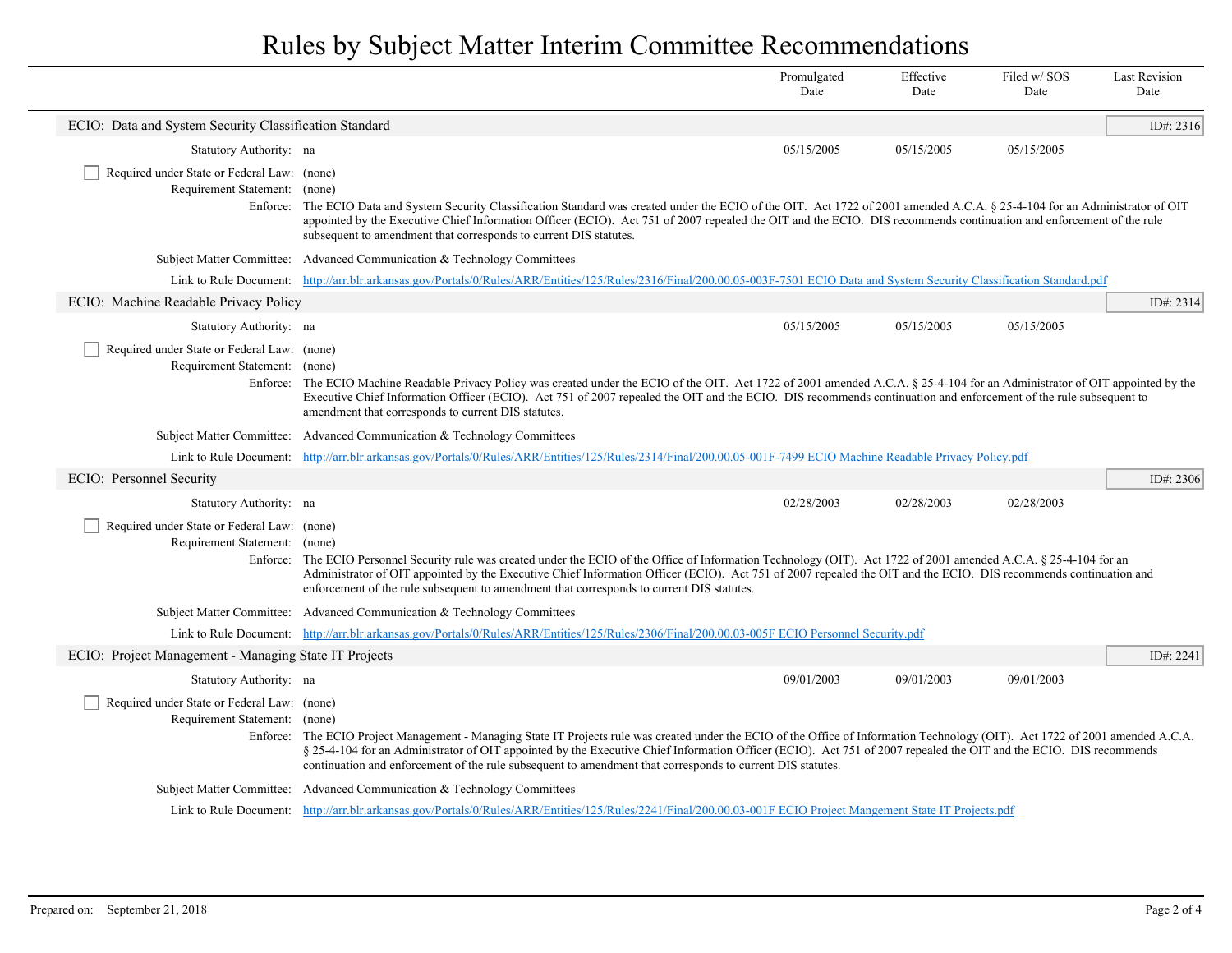# Rules by Subject Matter Interim Committee Recommendations

| | Promulgated Date | Effective Date | Filed w/ SOS Date | Last Revision Date |
|---|---|---|---|---|

## ECIO: Data and System Security Classification Standard

ID#: 2316

| | Promulgated Date | Effective Date | Filed w/ SOS Date | Last Revision Date |
|---|---|---|---|---|
| Statutory Authority: na | 05/15/2005 | 05/15/2005 | 05/15/2005 | |

☐ Required under State or Federal Law: (none)

Requirement Statement: (none)

Enforce: The ECIO Data and System Security Classification Standard was created under the ECIO of the OIT. Act 1722 of 2001 amended A.C.A. § 25-4-104 for an Administrator of OIT appointed by the Executive Chief Information Officer (ECIO). Act 751 of 2007 repealed the OIT and the ECIO. DIS recommends continuation and enforcement of the rule subsequent to amendment that corresponds to current DIS statutes.

Subject Matter Committee: Advanced Communication & Technology Committees

Link to Rule Document: http://arr.blr.arkansas.gov/Portals/0/Rules/ARR/Entities/125/Rules/2316/Final/200.00.05-003F-7501 ECIO Data and System Security Classification Standard.pdf

## ECIO: Machine Readable Privacy Policy

ID#: 2314

| | Promulgated Date | Effective Date | Filed w/ SOS Date | Last Revision Date |
|---|---|---|---|---|
| Statutory Authority: na | 05/15/2005 | 05/15/2005 | 05/15/2005 | |

☐ Required under State or Federal Law: (none)

Requirement Statement: (none)

Enforce: The ECIO Machine Readable Privacy Policy was created under the ECIO of the OIT. Act 1722 of 2001 amended A.C.A. § 25-4-104 for an Administrator of OIT appointed by the Executive Chief Information Officer (ECIO). Act 751 of 2007 repealed the OIT and the ECIO. DIS recommends continuation and enforcement of the rule subsequent to amendment that corresponds to current DIS statutes.

Subject Matter Committee: Advanced Communication & Technology Committees

Link to Rule Document: http://arr.blr.arkansas.gov/Portals/0/Rules/ARR/Entities/125/Rules/2314/Final/200.00.05-001F-7499 ECIO Machine Readable Privacy Policy.pdf

## ECIO: Personnel Security

ID#: 2306

| | Promulgated Date | Effective Date | Filed w/ SOS Date | Last Revision Date |
|---|---|---|---|---|
| Statutory Authority: na | 02/28/2003 | 02/28/2003 | 02/28/2003 | |

☐ Required under State or Federal Law: (none)

Requirement Statement: (none)

Enforce: The ECIO Personnel Security rule was created under the ECIO of the Office of Information Technology (OIT). Act 1722 of 2001 amended A.C.A. § 25-4-104 for an Administrator of OIT appointed by the Executive Chief Information Officer (ECIO). Act 751 of 2007 repealed the OIT and the ECIO. DIS recommends continuation and enforcement of the rule subsequent to amendment that corresponds to current DIS statutes.

Subject Matter Committee: Advanced Communication & Technology Committees

Link to Rule Document: http://arr.blr.arkansas.gov/Portals/0/Rules/ARR/Entities/125/Rules/2306/Final/200.00.03-005F ECIO Personnel Security.pdf

## ECIO: Project Management - Managing State IT Projects

ID#: 2241

| | Promulgated Date | Effective Date | Filed w/ SOS Date | Last Revision Date |
|---|---|---|---|---|
| Statutory Authority: na | 09/01/2003 | 09/01/2003 | 09/01/2003 | |

☐ Required under State or Federal Law: (none)

Requirement Statement: (none)

Enforce: The ECIO Project Management - Managing State IT Projects rule was created under the ECIO of the Office of Information Technology (OIT). Act 1722 of 2001 amended A.C.A. § 25-4-104 for an Administrator of OIT appointed by the Executive Chief Information Officer (ECIO). Act 751 of 2007 repealed the OIT and the ECIO. DIS recommends continuation and enforcement of the rule subsequent to amendment that corresponds to current DIS statutes.

Subject Matter Committee: Advanced Communication & Technology Committees

Link to Rule Document: http://arr.blr.arkansas.gov/Portals/0/Rules/ARR/Entities/125/Rules/2241/Final/200.00.03-001F ECIO Project Mangement State IT Projects.pdf

Prepared on: September 21, 2018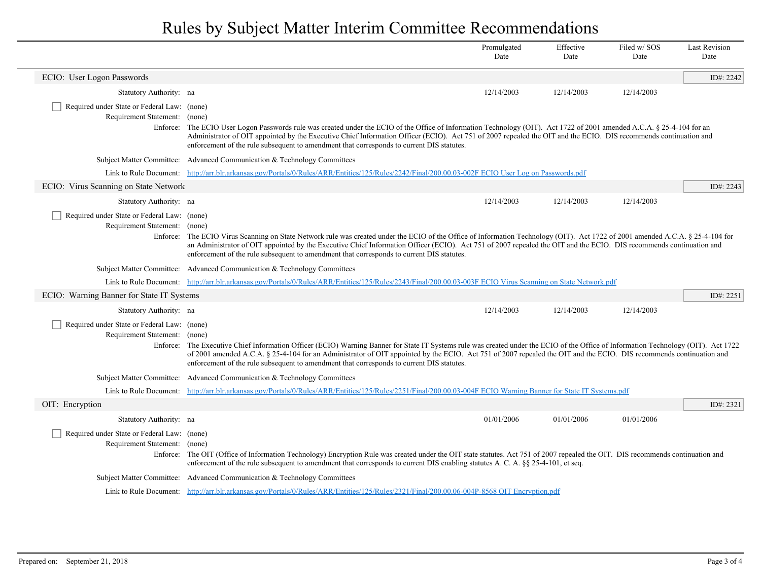# Rules by Subject Matter Interim Committee Recommendations

| | Promulgated Date | Effective Date | Filed w/ SOS Date | Last Revision Date |
|---|---|---|---|---|

## ECIO: User Logon Passwords

ID#: 2242

| | | Promulgated Date | Effective Date | Filed w/ SOS Date | Last Revision Date |
|---|---|---|---|---|---|
| Statutory Authority: | na | 12/14/2003 | 12/14/2003 | 12/14/2003 | |

☐ Required under State or Federal Law: (none)

Requirement Statement: (none)

Enforce: The ECIO User Logon Passwords rule was created under the ECIO of the Office of Information Technology (OIT). Act 1722 of 2001 amended A.C.A. § 25-4-104 for an Administrator of OIT appointed by the Executive Chief Information Officer (ECIO). Act 751 of 2007 repealed the OIT and the ECIO. DIS recommends continuation and enforcement of the rule subsequent to amendment that corresponds to current DIS statutes.

Subject Matter Committee: Advanced Communication & Technology Committees

Link to Rule Document: [http://arr.blr.arkansas.gov/Portals/0/Rules/ARR/Entities/125/Rules/2242/Final/200.00.03-002F ECIO User Log on Passwords.pdf](http://arr.blr.arkansas.gov/Portals/0/Rules/ARR/Entities/125/Rules/2242/Final/200.00.03-002F ECIO User Log on Passwords.pdf)

## ECIO: Virus Scanning on State Network

ID#: 2243

| | | Promulgated Date | Effective Date | Filed w/ SOS Date | Last Revision Date |
|---|---|---|---|---|---|
| Statutory Authority: | na | 12/14/2003 | 12/14/2003 | 12/14/2003 | |

☐ Required under State or Federal Law: (none)

Requirement Statement: (none)

Enforce: The ECIO Virus Scanning on State Network rule was created under the ECIO of the Office of Information Technology (OIT). Act 1722 of 2001 amended A.C.A. § 25-4-104 for an Administrator of OIT appointed by the Executive Chief Information Officer (ECIO). Act 751 of 2007 repealed the OIT and the ECIO. DIS recommends continuation and enforcement of the rule subsequent to amendment that corresponds to current DIS statutes.

Subject Matter Committee: Advanced Communication & Technology Committees

Link to Rule Document: [http://arr.blr.arkansas.gov/Portals/0/Rules/ARR/Entities/125/Rules/2243/Final/200.00.03-003F ECIO Virus Scanning on State Network.pdf](http://arr.blr.arkansas.gov/Portals/0/Rules/ARR/Entities/125/Rules/2243/Final/200.00.03-003F ECIO Virus Scanning on State Network.pdf)

## ECIO: Warning Banner for State IT Systems

ID#: 2251

| | | Promulgated Date | Effective Date | Filed w/ SOS Date | Last Revision Date |
|---|---|---|---|---|---|
| Statutory Authority: | na | 12/14/2003 | 12/14/2003 | 12/14/2003 | |

☐ Required under State or Federal Law: (none)

Requirement Statement: (none)

Enforce: The Executive Chief Information Officer (ECIO) Warning Banner for State IT Systems rule was created under the ECIO of the Office of Information Technology (OIT). Act 1722 of 2001 amended A.C.A. § 25-4-104 for an Administrator of OIT appointed by the ECIO. Act 751 of 2007 repealed the OIT and the ECIO. DIS recommends continuation and enforcement of the rule subsequent to amendment that corresponds to current DIS statutes.

Subject Matter Committee: Advanced Communication & Technology Committees

Link to Rule Document: [http://arr.blr.arkansas.gov/Portals/0/Rules/ARR/Entities/125/Rules/2251/Final/200.00.03-004F ECIO Warning Banner for State IT Systems.pdf](http://arr.blr.arkansas.gov/Portals/0/Rules/ARR/Entities/125/Rules/2251/Final/200.00.03-004F ECIO Warning Banner for State IT Systems.pdf)

## OIT: Encryption

ID#: 2321

| | | Promulgated Date | Effective Date | Filed w/ SOS Date | Last Revision Date |
|---|---|---|---|---|---|
| Statutory Authority: | na | 01/01/2006 | 01/01/2006 | 01/01/2006 | |

☐ Required under State or Federal Law: (none)

Requirement Statement: (none)

Enforce: The OIT (Office of Information Technology) Encryption Rule was created under the OIT state statutes. Act 751 of 2007 repealed the OIT. DIS recommends continuation and enforcement of the rule subsequent to amendment that corresponds to current DIS enabling statutes A. C. A. §§ 25-4-101, et seq.

Subject Matter Committee: Advanced Communication & Technology Committees

Link to Rule Document: [http://arr.blr.arkansas.gov/Portals/0/Rules/ARR/Entities/125/Rules/2321/Final/200.00.06-004P-8568 OIT Encryption.pdf](http://arr.blr.arkansas.gov/Portals/0/Rules/ARR/Entities/125/Rules/2321/Final/200.00.06-004P-8568 OIT Encryption.pdf)

Prepared on: September 21, 2018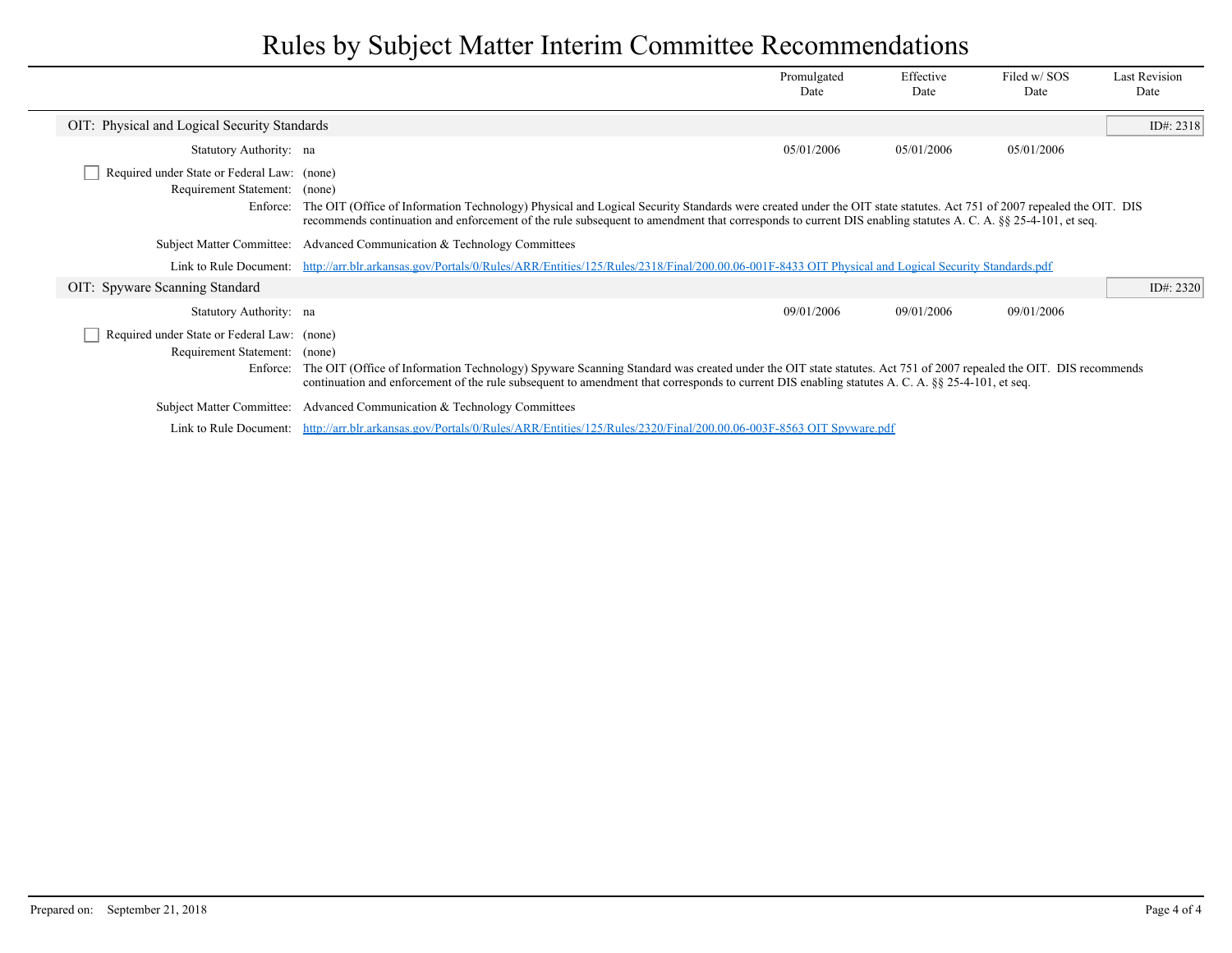# Rules by Subject Matter Interim Committee Recommendations

| | Promulgated Date | Effective Date | Filed w/ SOS Date | Last Revision Date |
|---|---|---|---|---|

## OIT: Physical and Logical Security Standards

ID#: 2318

| | Promulgated Date | Effective Date | Filed w/ SOS Date | Last Revision Date |
|---|---|---|---|---|
| Statutory Authority: na | 05/01/2006 | 05/01/2006 | 05/01/2006 | |

☐ Required under State or Federal Law: (none)

Requirement Statement: (none)

Enforce: The OIT (Office of Information Technology) Physical and Logical Security Standards were created under the OIT state statutes. Act 751 of 2007 repealed the OIT. DIS recommends continuation and enforcement of the rule subsequent to amendment that corresponds to current DIS enabling statutes A. C. A. §§ 25-4-101, et seq.

Subject Matter Committee: Advanced Communication & Technology Committees

Link to Rule Document: http://arr.blr.arkansas.gov/Portals/0/Rules/ARR/Entities/125/Rules/2318/Final/200.00.06-001F-8433 OIT Physical and Logical Security Standards.pdf

## OIT: Spyware Scanning Standard

ID#: 2320

| | Promulgated Date | Effective Date | Filed w/ SOS Date | Last Revision Date |
|---|---|---|---|---|
| Statutory Authority: na | 09/01/2006 | 09/01/2006 | 09/01/2006 | |

☐ Required under State or Federal Law: (none)

Requirement Statement: (none)

Enforce: The OIT (Office of Information Technology) Spyware Scanning Standard was created under the OIT state statutes. Act 751 of 2007 repealed the OIT. DIS recommends continuation and enforcement of the rule subsequent to amendment that corresponds to current DIS enabling statutes A. C. A. §§ 25-4-101, et seq.

Subject Matter Committee: Advanced Communication & Technology Committees

Link to Rule Document: http://arr.blr.arkansas.gov/Portals/0/Rules/ARR/Entities/125/Rules/2320/Final/200.00.06-003F-8563 OIT Spyware.pdf

Prepared on: September 21, 2018